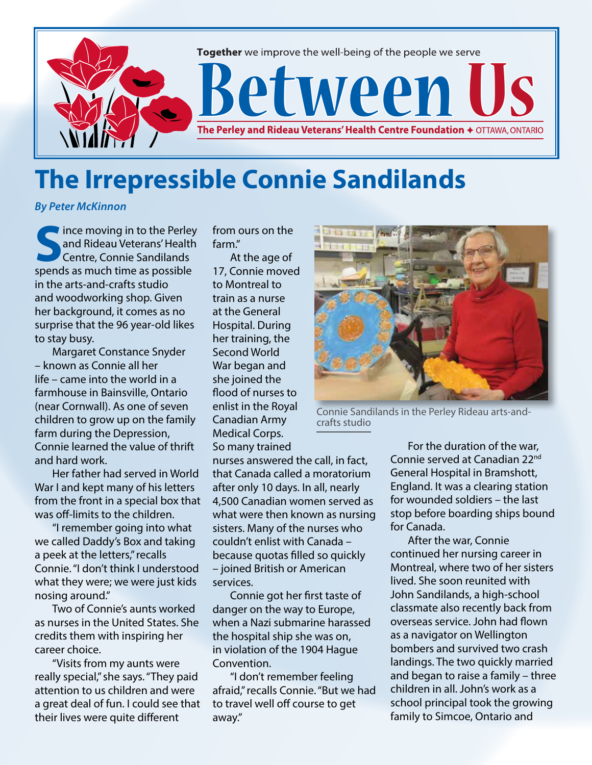Together we improve the well-being of the people we serve

# Between Us

**The Perley and Rideau Veterans' Health Centre Foundation ✦ OTTAWA, ONTARIO**

## The Irrepressible Connie Sandilands

*By Peter McKinnon*

Since moving in to the Perley and Rideau Veterans' Health Centre, Connie Sandilands spends as much time as possible in the arts-and-crafts studio and woodworking shop. Given her background, it comes as no surprise that the 96 year-old likes to stay busy.

Margaret Constance Snyder – known as Connie all her life – came into the world in a farmhouse in Bainsville, Ontario (near Cornwall). As one of seven children to grow up on the family farm during the Depression, Connie learned the value of thrift and hard work.

Her father had served in World War I and kept many of his letters from the front in a special box that was off-limits to the children.

"I remember going into what we called Daddy's Box and taking a peek at the letters," recalls Connie. "I don't think I understood what they were; we were just kids nosing around."

Two of Connie's aunts worked as nurses in the United States. She credits them with inspiring her career choice.

"Visits from my aunts were really special," she says. "They paid attention to us children and were a great deal of fun. I could see that their lives were quite different from ours on the farm."

At the age of 17, Connie moved to Montreal to train as a nurse at the General Hospital. During her training, the Second World War began and she joined the flood of nurses to enlist in the Royal Canadian Army Medical Corps. So many trained nurses answered the call, in fact, that Canada called a moratorium after only 10 days. In all, nearly 4,500 Canadian women served as what were then known as nursing sisters. Many of the nurses who couldn't enlist with Canada – because quotas filled so quickly – joined British or American services.

Connie got her first taste of danger on the way to Europe, when a Nazi submarine harassed the hospital ship she was on, in violation of the 1904 Hague Convention.

"I don't remember feeling afraid," recalls Connie. "But we had to travel well off course to get away."

Connie Sandilands in the Perley Rideau arts-and-crafts studio

For the duration of the war, Connie served at Canadian 22nd General Hospital in Bramshott, England. It was a clearing station for wounded soldiers – the last stop before boarding ships bound for Canada.

After the war, Connie continued her nursing career in Montreal, where two of her sisters lived. She soon reunited with John Sandilands, a high-school classmate also recently back from overseas service. John had flown as a navigator on Wellington bombers and survived two crash landings. The two quickly married and began to raise a family – three children in all. John's work as a school principal took the growing family to Simcoe, Ontario and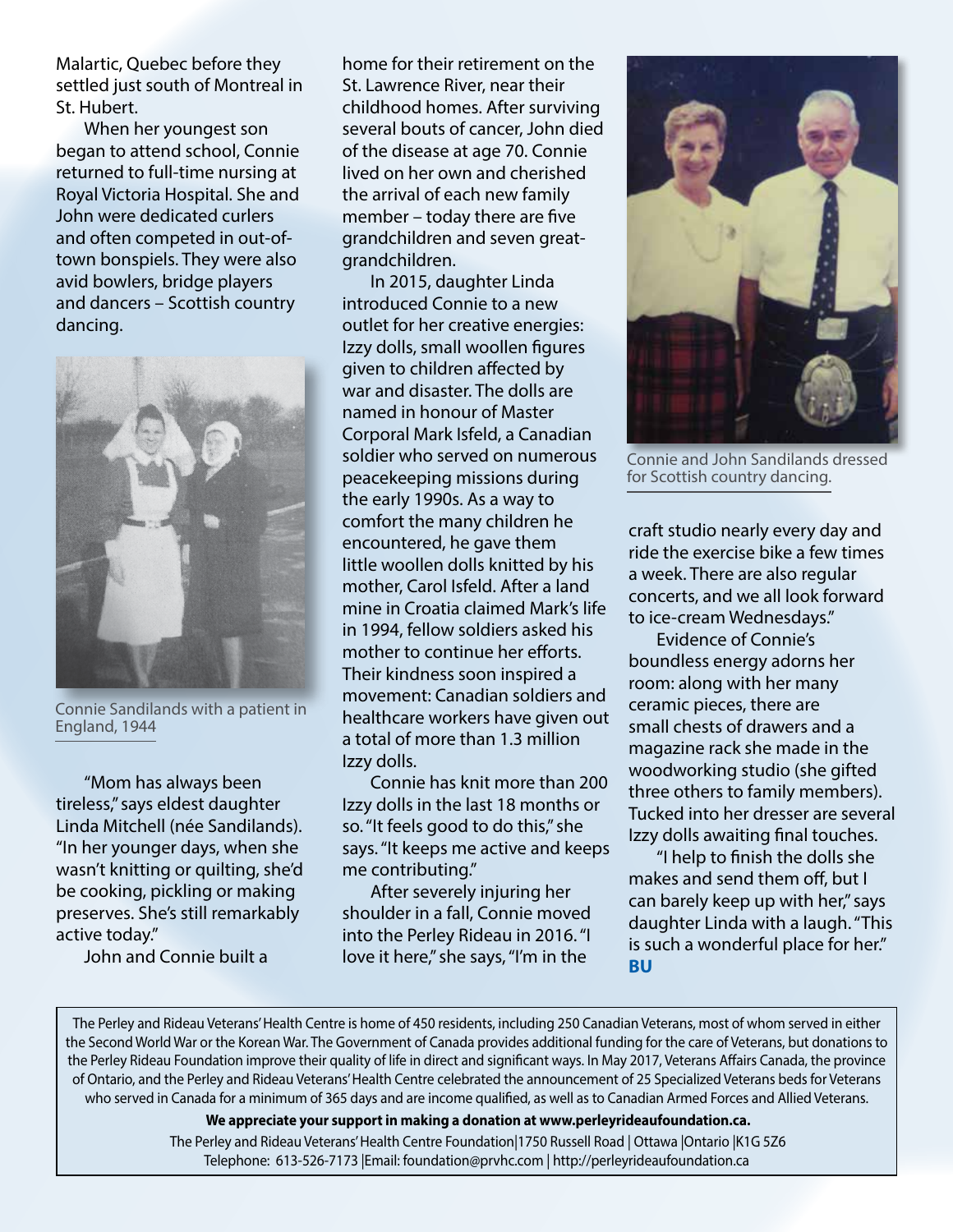Malartic, Quebec before they settled just south of Montreal in St. Hubert.

When her youngest son began to attend school, Connie returned to full-time nursing at Royal Victoria Hospital. She and John were dedicated curlers and often competed in out-of-town bonspiels. They were also avid bowlers, bridge players and dancers – Scottish country dancing.

Connie Sandilands with a patient in England, 1944

"Mom has always been tireless," says eldest daughter Linda Mitchell (née Sandilands). "In her younger days, when she wasn't knitting or quilting, she'd be cooking, pickling or making preserves. She's still remarkably active today."

John and Connie built a home for their retirement on the St. Lawrence River, near their childhood homes. After surviving several bouts of cancer, John died of the disease at age 70. Connie lived on her own and cherished the arrival of each new family member – today there are five grandchildren and seven great-grandchildren.

In 2015, daughter Linda introduced Connie to a new outlet for her creative energies: Izzy dolls, small woollen figures given to children affected by war and disaster. The dolls are named in honour of Master Corporal Mark Isfeld, a Canadian soldier who served on numerous peacekeeping missions during the early 1990s. As a way to comfort the many children he encountered, he gave them little woollen dolls knitted by his mother, Carol Isfeld. After a land mine in Croatia claimed Mark's life in 1994, fellow soldiers asked his mother to continue her efforts. Their kindness soon inspired a movement: Canadian soldiers and healthcare workers have given out a total of more than 1.3 million Izzy dolls.

Connie has knit more than 200 Izzy dolls in the last 18 months or so. "It feels good to do this," she says. "It keeps me active and keeps me contributing."

After severely injuring her shoulder in a fall, Connie moved into the Perley Rideau in 2016. "I love it here," she says, "I'm in the craft studio nearly every day and ride the exercise bike a few times a week. There are also regular concerts, and we all look forward to ice-cream Wednesdays."

Connie and John Sandilands dressed for Scottish country dancing.

Evidence of Connie's boundless energy adorns her room: along with her many ceramic pieces, there are small chests of drawers and a magazine rack she made in the woodworking studio (she gifted three others to family members). Tucked into her dresser are several Izzy dolls awaiting final touches.

"I help to finish the dolls she makes and send them off, but I can barely keep up with her," says daughter Linda with a laugh. "This is such a wonderful place for her." **BU**

The Perley and Rideau Veterans' Health Centre is home of 450 residents, including 250 Canadian Veterans, most of whom served in either the Second World War or the Korean War. The Government of Canada provides additional funding for the care of Veterans, but donations to the Perley Rideau Foundation improve their quality of life in direct and significant ways. In May 2017, Veterans Affairs Canada, the province of Ontario, and the Perley and Rideau Veterans' Health Centre celebrated the announcement of 25 Specialized Veterans beds for Veterans who served in Canada for a minimum of 365 days and are income qualified, as well as to Canadian Armed Forces and Allied Veterans.

**We appreciate your support in making a donation at www.perleyrideaufoundation.ca.**

The Perley and Rideau Veterans' Health Centre Foundation|1750 Russell Road | Ottawa |Ontario |K1G 5Z6
Telephone: 613-526-7173 |Email: foundation@prvhc.com | http://perleyrideaufoundation.ca